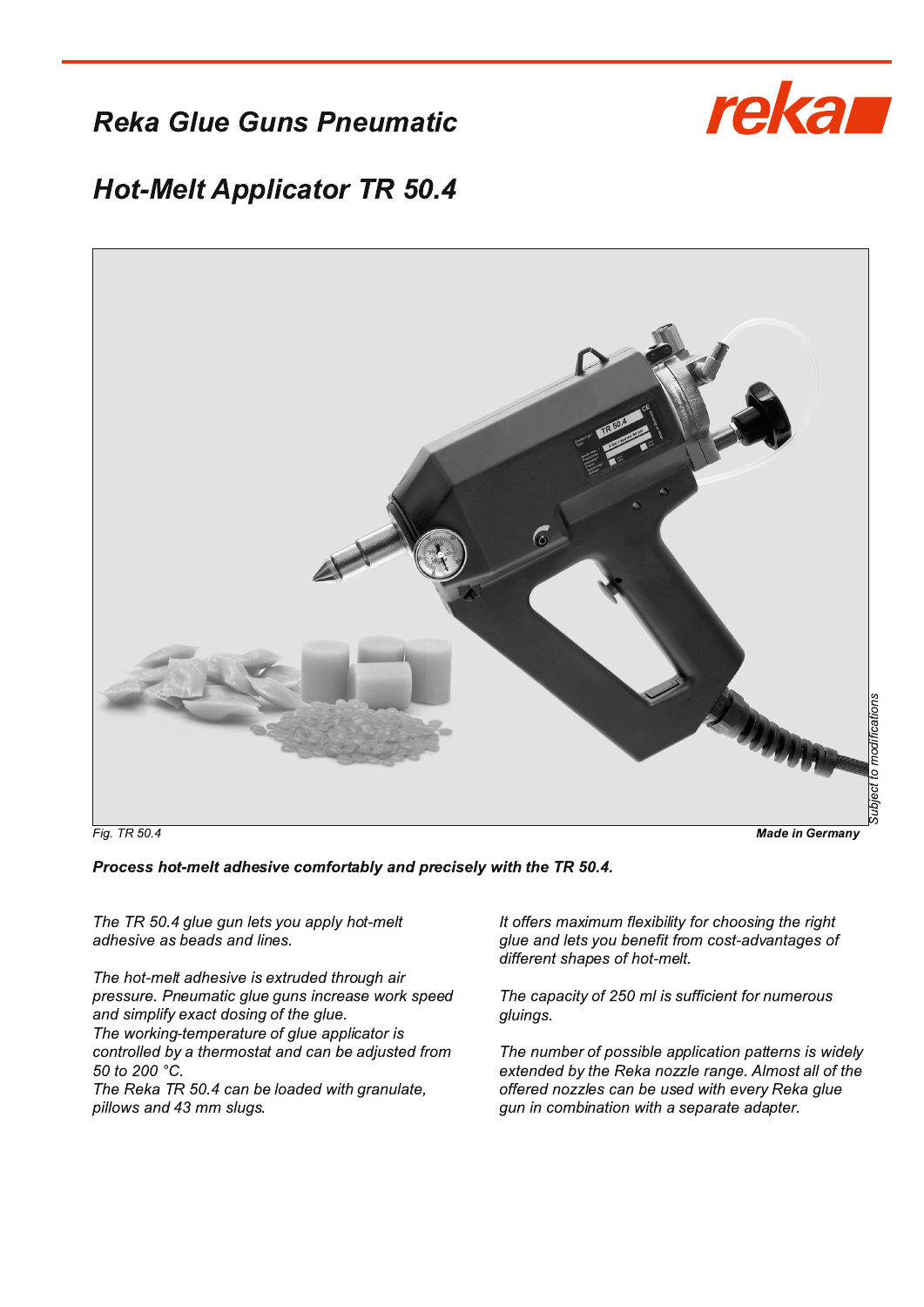# *Reka Glue Guns Pneumatic*

## *Hot-Melt Applicator TR 50.4*

*Fig. TR 50.4*

**Made in Germany**

*Subject to modifications*

***Process hot-melt adhesive comfortably and precisely with the TR 50.4.***

*The TR 50.4 glue gun lets you apply hot-melt adhesive as beads and lines.*

*The hot-melt adhesive is extruded through air pressure. Pneumatic glue guns increase work speed and simplify exact dosing of the glue.*
*The working-temperature of glue applicator is controlled by a thermostat and can be adjusted from 50 to 200 °C.*
*The Reka TR 50.4 can be loaded with granulate, pillows and 43 mm slugs.*

*It offers maximum flexibility for choosing the right glue and lets you benefit from cost-advantages of different shapes of hot-melt.*

*The capacity of 250 ml is sufficient for numerous gluings.*

*The number of possible application patterns is widely extended by the Reka nozzle range. Almost all of the offered nozzles can be used with every Reka glue gun in combination with a separate adapter.*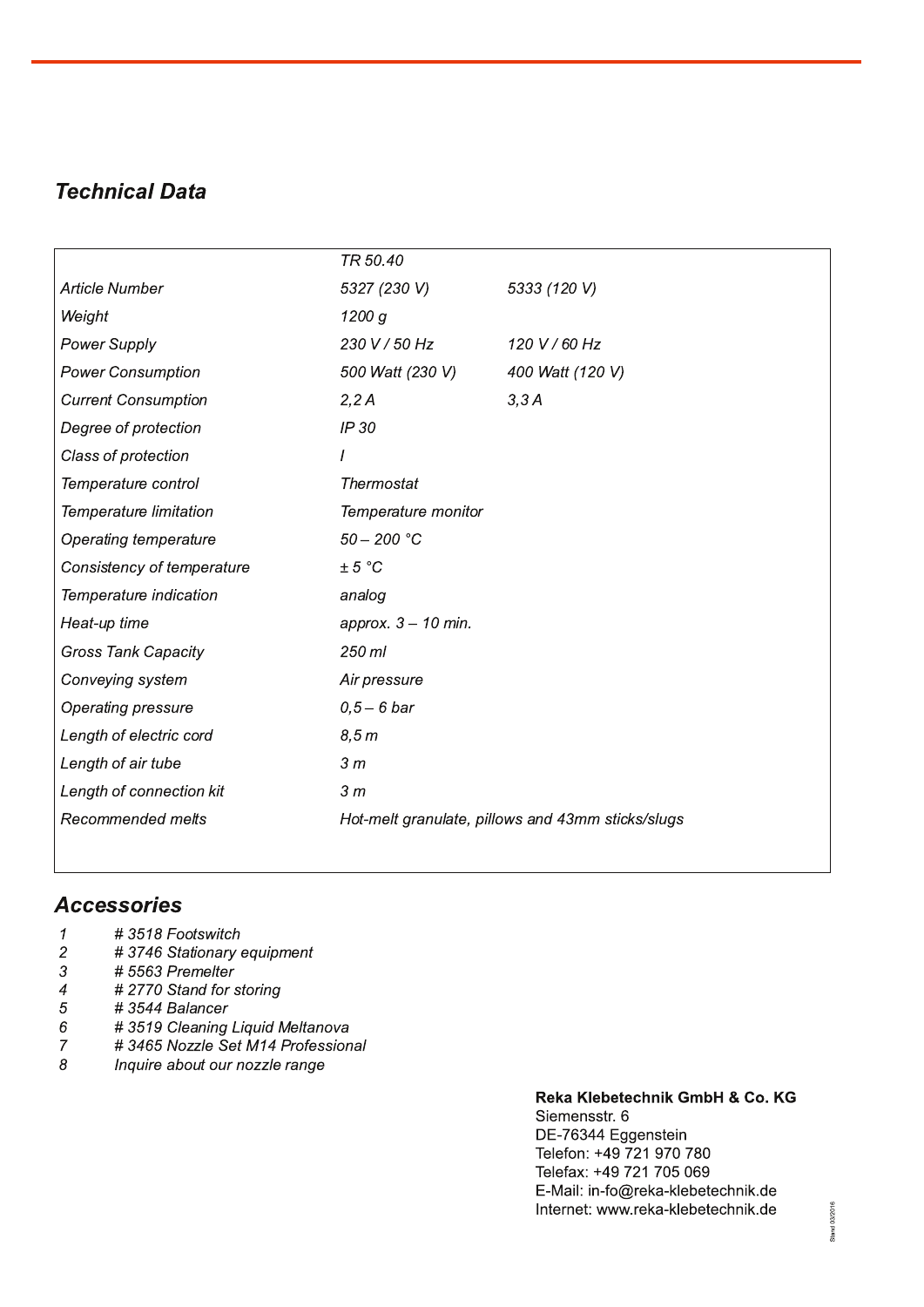## Technical Data

| | | |
|---|---|---|
| | TR 50.40 | |
| Article Number | 5327 (230 V) | 5333 (120 V) |
| Weight | 1200 g | |
| Power Supply | 230 V / 50 Hz | 120 V / 60 Hz |
| Power Consumption | 500 Watt (230 V) | 400 Watt (120 V) |
| Current Consumption | 2,2 A | 3,3 A |
| Degree of protection | IP 30 | |
| Class of protection | I | |
| Temperature control | Thermostat | |
| Temperature limitation | Temperature monitor | |
| Operating temperature | 50 – 200 °C | |
| Consistency of temperature | ± 5 °C | |
| Temperature indication | analog | |
| Heat-up time | approx. 3 – 10 min. | |
| Gross Tank Capacity | 250 ml | |
| Conveying system | Air pressure | |
| Operating pressure | 0,5 – 6 bar | |
| Length of electric cord | 8,5 m | |
| Length of air tube | 3 m | |
| Length of connection kit | 3 m | |
| Recommended melts | Hot-melt granulate, pillows and 43mm sticks/slugs | |

## Accessories

1 # 3518 Footswitch
2 # 3746 Stationary equipment
3 # 5563 Premelter
4 # 2770 Stand for storing
5 # 3544 Balancer
6 # 3519 Cleaning Liquid Meltanova
7 # 3465 Nozzle Set M14 Professional
8 Inquire about our nozzle range

**Reka Klebetechnik GmbH & Co. KG**
Siemensstr. 6
DE-76344 Eggenstein
Telefon: +49 721 970 780
Telefax: +49 721 705 069
E-Mail: in-fo@reka-klebetechnik.de
Internet: www.reka-klebetechnik.de

Stand 03/2016